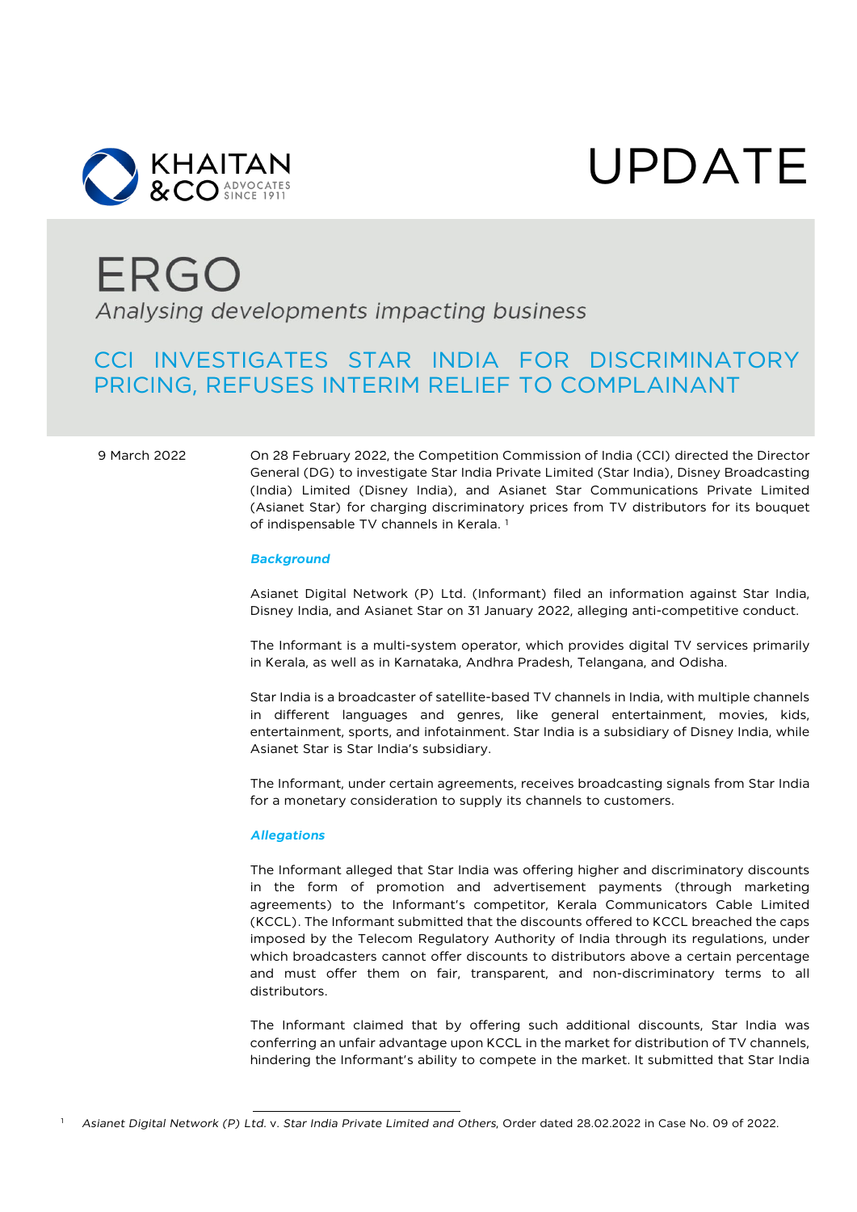KHAITAN & CO ADVOCATES SINCE 1911

# UPDATE

# ERGO

*Analysing developments impacting business*

## CCI INVESTIGATES STAR INDIA FOR DISCRIMINATORY PRICING, REFUSES INTERIM RELIEF TO COMPLAINANT

9 March 2022

On 28 February 2022, the Competition Commission of India (CCI) directed the Director General (DG) to investigate Star India Private Limited (Star India), Disney Broadcasting (India) Limited (Disney India), and Asianet Star Communications Private Limited (Asianet Star) for charging discriminatory prices from TV distributors for its bouquet of indispensable TV channels in Kerala. [1]

### *Background*

Asianet Digital Network (P) Ltd. (Informant) filed an information against Star India, Disney India, and Asianet Star on 31 January 2022, alleging anti-competitive conduct.

The Informant is a multi-system operator, which provides digital TV services primarily in Kerala, as well as in Karnataka, Andhra Pradesh, Telangana, and Odisha.

Star India is a broadcaster of satellite-based TV channels in India, with multiple channels in different languages and genres, like general entertainment, movies, kids, entertainment, sports, and infotainment. Star India is a subsidiary of Disney India, while Asianet Star is Star India's subsidiary.

The Informant, under certain agreements, receives broadcasting signals from Star India for a monetary consideration to supply its channels to customers.

### *Allegations*

The Informant alleged that Star India was offering higher and discriminatory discounts in the form of promotion and advertisement payments (through marketing agreements) to the Informant's competitor, Kerala Communicators Cable Limited (KCCL). The Informant submitted that the discounts offered to KCCL breached the caps imposed by the Telecom Regulatory Authority of India through its regulations, under which broadcasters cannot offer discounts to distributors above a certain percentage and must offer them on fair, transparent, and non-discriminatory terms to all distributors.

The Informant claimed that by offering such additional discounts, Star India was conferring an unfair advantage upon KCCL in the market for distribution of TV channels, hindering the Informant's ability to compete in the market. It submitted that Star India

[1] *Asianet Digital Network (P) Ltd.* v. *Star India Private Limited and Others*, Order dated 28.02.2022 in Case No. 09 of 2022.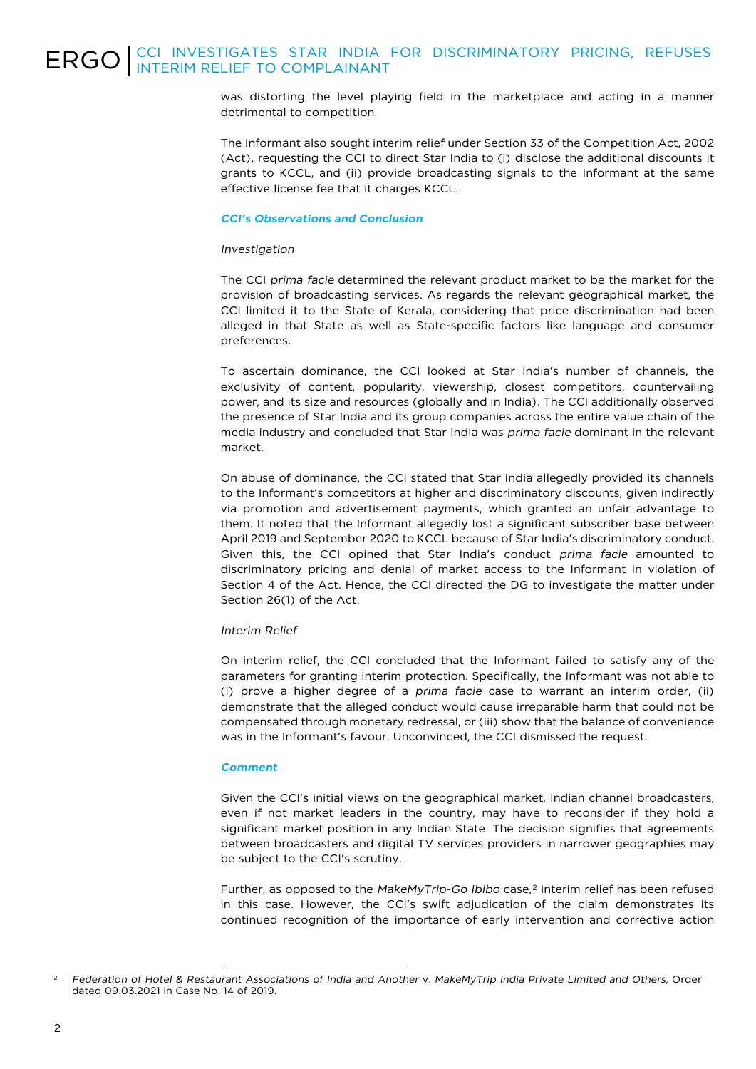was distorting the level playing field in the marketplace and acting in a manner detrimental to competition.

The Informant also sought interim relief under Section 33 of the Competition Act, 2002 (Act), requesting the CCI to direct Star India to (i) disclose the additional discounts it grants to KCCL, and (ii) provide broadcasting signals to the Informant at the same effective license fee that it charges KCCL.

***CCI's Observations and Conclusion***

*Investigation*

The CCI *prima facie* determined the relevant product market to be the market for the provision of broadcasting services. As regards the relevant geographical market, the CCI limited it to the State of Kerala, considering that price discrimination had been alleged in that State as well as State-specific factors like language and consumer preferences.

To ascertain dominance, the CCI looked at Star India's number of channels, the exclusivity of content, popularity, viewership, closest competitors, countervailing power, and its size and resources (globally and in India). The CCI additionally observed the presence of Star India and its group companies across the entire value chain of the media industry and concluded that Star India was *prima facie* dominant in the relevant market.

On abuse of dominance, the CCI stated that Star India allegedly provided its channels to the Informant's competitors at higher and discriminatory discounts, given indirectly via promotion and advertisement payments, which granted an unfair advantage to them. It noted that the Informant allegedly lost a significant subscriber base between April 2019 and September 2020 to KCCL because of Star India's discriminatory conduct. Given this, the CCI opined that Star India's conduct *prima facie* amounted to discriminatory pricing and denial of market access to the Informant in violation of Section 4 of the Act. Hence, the CCI directed the DG to investigate the matter under Section 26(1) of the Act.

*Interim Relief*

On interim relief, the CCI concluded that the Informant failed to satisfy any of the parameters for granting interim protection. Specifically, the Informant was not able to (i) prove a higher degree of a *prima facie* case to warrant an interim order, (ii) demonstrate that the alleged conduct would cause irreparable harm that could not be compensated through monetary redressal, or (iii) show that the balance of convenience was in the Informant's favour. Unconvinced, the CCI dismissed the request.

***Comment***

Given the CCI's initial views on the geographical market, Indian channel broadcasters, even if not market leaders in the country, may have to reconsider if they hold a significant market position in any Indian State. The decision signifies that agreements between broadcasters and digital TV services providers in narrower geographies may be subject to the CCI's scrutiny.

Further, as opposed to the *MakeMyTrip-Go Ibibo* case,[2] interim relief has been refused in this case. However, the CCI's swift adjudication of the claim demonstrates its continued recognition of the importance of early intervention and corrective action

---

[2] *Federation of Hotel & Restaurant Associations of India and Another* v. *MakeMyTrip India Private Limited and Others*, Order dated 09.03.2021 in Case No. 14 of 2019.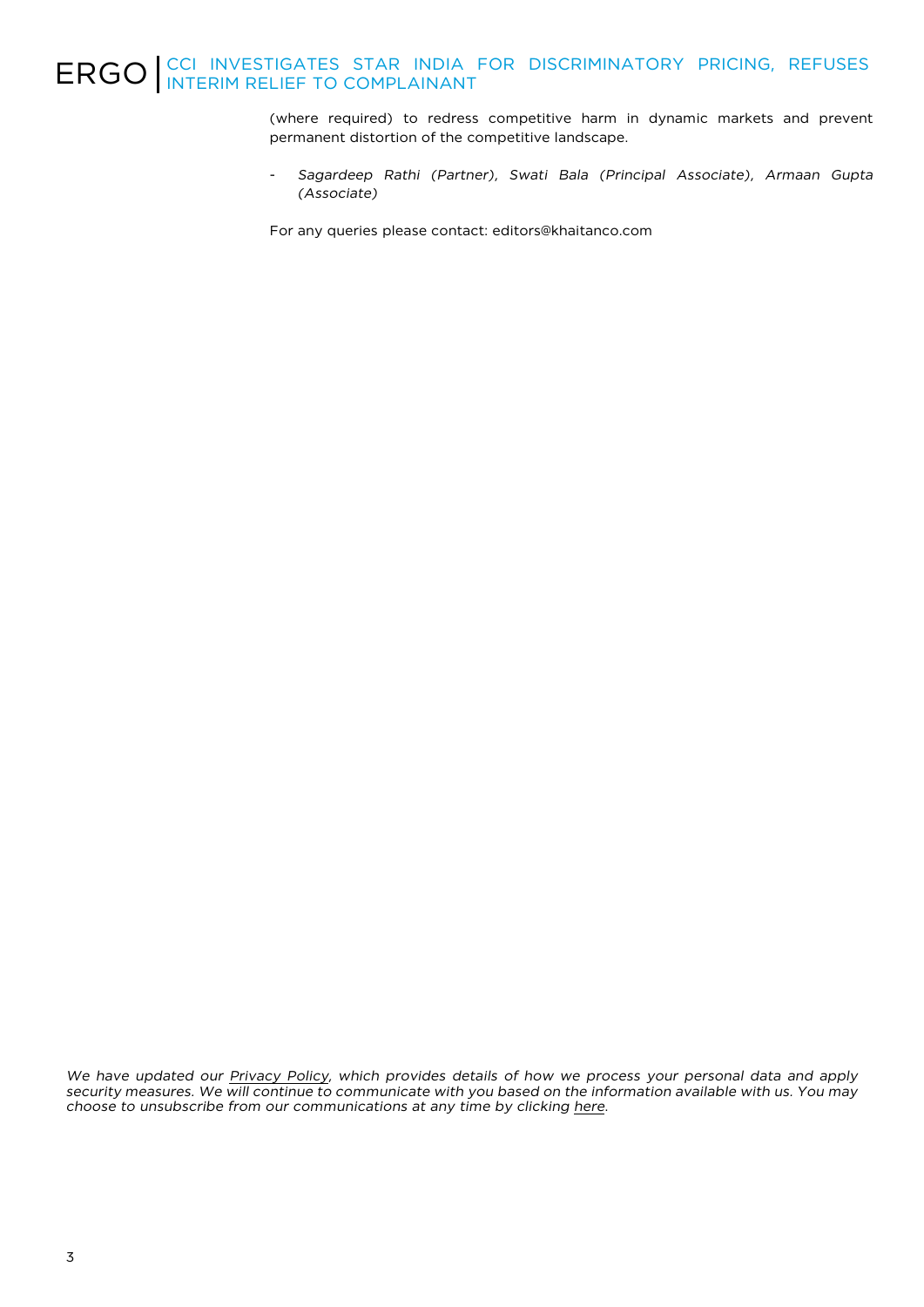(where required) to redress competitive harm in dynamic markets and prevent permanent distortion of the competitive landscape.

- *Sagardeep Rathi (Partner), Swati Bala (Principal Associate), Armaan Gupta (Associate)*

For any queries please contact: editors@khaitanco.com

*We have updated our Privacy Policy, which provides details of how we process your personal data and apply security measures. We will continue to communicate with you based on the information available with us. You may choose to unsubscribe from our communications at any time by clicking here.*